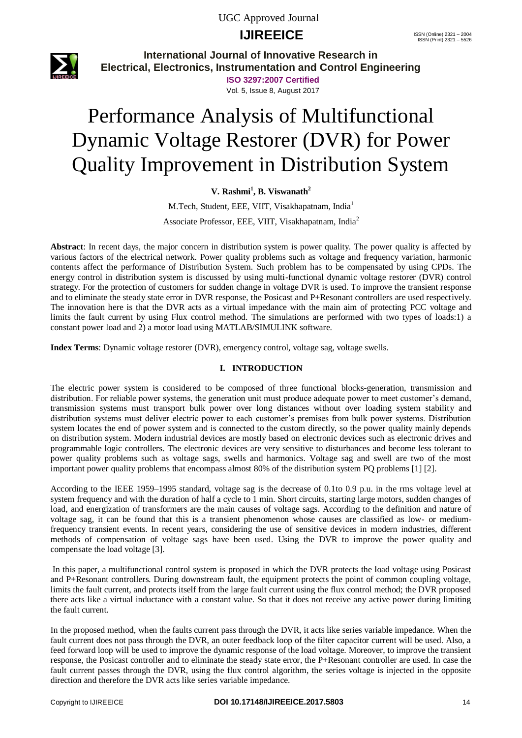# Performance Analysis of Multifunctional Dynamic Voltage Restorer (DVR) for Power Quality Improvement in Distribution System

**V. Rashmi[1], B. Viswanath[2]**

M.Tech, Student, EEE, VIIT, Visakhapatnam, India[1]

Associate Professor, EEE, VIIT, Visakhapatnam, India[2]

**Abstract**: In recent days, the major concern in distribution system is power quality. The power quality is affected by various factors of the electrical network. Power quality problems such as voltage and frequency variation, harmonic contents affect the performance of Distribution System. Such problem has to be compensated by using CPDs. The energy control in distribution system is discussed by using multi-functional dynamic voltage restorer (DVR) control strategy. For the protection of customers for sudden change in voltage DVR is used. To improve the transient response and to eliminate the steady state error in DVR response, the Posicast and P+Resonant controllers are used respectively. The innovation here is that the DVR acts as a virtual impedance with the main aim of protecting PCC voltage and limits the fault current by using Flux control method. The simulations are performed with two types of loads:1) a constant power load and 2) a motor load using MATLAB/SIMULINK software.

**Index Terms**: Dynamic voltage restorer (DVR), emergency control, voltage sag, voltage swells.

## I. INTRODUCTION

The electric power system is considered to be composed of three functional blocks-generation, transmission and distribution. For reliable power systems, the generation unit must produce adequate power to meet customer's demand, transmission systems must transport bulk power over long distances without over loading system stability and distribution systems must deliver electric power to each customer's premises from bulk power systems. Distribution system locates the end of power system and is connected to the custom directly, so the power quality mainly depends on distribution system. Modern industrial devices are mostly based on electronic devices such as electronic drives and programmable logic controllers. The electronic devices are very sensitive to disturbances and become less tolerant to power quality problems such as voltage sags, swells and harmonics. Voltage sag and swell are two of the most important power quality problems that encompass almost 80% of the distribution system PQ problems [1] [2].

According to the IEEE 1959–1995 standard, voltage sag is the decrease of 0.1to 0.9 p.u. in the rms voltage level at system frequency and with the duration of half a cycle to 1 min. Short circuits, starting large motors, sudden changes of load, and energization of transformers are the main causes of voltage sags. According to the definition and nature of voltage sag, it can be found that this is a transient phenomenon whose causes are classified as low- or medium-frequency transient events. In recent years, considering the use of sensitive devices in modern industries, different methods of compensation of voltage sags have been used. Using the DVR to improve the power quality and compensate the load voltage [3].

In this paper, a multifunctional control system is proposed in which the DVR protects the load voltage using Posicast and P+Resonant controllers. During downstream fault, the equipment protects the point of common coupling voltage, limits the fault current, and protects itself from the large fault current using the flux control method; the DVR proposed there acts like a virtual inductance with a constant value. So that it does not receive any active power during limiting the fault current.

In the proposed method, when the faults current pass through the DVR, it acts like series variable impedance. When the fault current does not pass through the DVR, an outer feedback loop of the filter capacitor current will be used. Also, a feed forward loop will be used to improve the dynamic response of the load voltage. Moreover, to improve the transient response, the Posicast controller and to eliminate the steady state error, the P+Resonant controller are used. In case the fault current passes through the DVR, using the flux control algorithm, the series voltage is injected in the opposite direction and therefore the DVR acts like series variable impedance.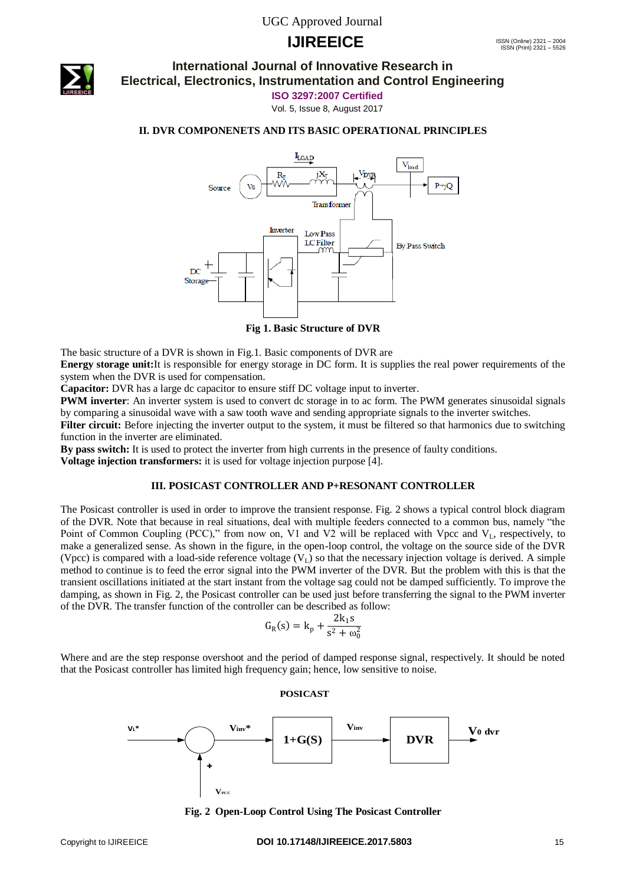## II. DVR COMPONENETS AND ITS BASIC OPERATIONAL PRINCIPLES

Fig 1. Basic Structure of DVR

The basic structure of a DVR is shown in Fig.1. Basic components of DVR are

**Energy storage unit:**It is responsible for energy storage in DC form. It is supplies the real power requirements of the system when the DVR is used for compensation.

**Capacitor:** DVR has a large dc capacitor to ensure stiff DC voltage input to inverter.

**PWM inverter**: An inverter system is used to convert dc storage in to ac form. The PWM generates sinusoidal signals by comparing a sinusoidal wave with a saw tooth wave and sending appropriate signals to the inverter switches.

**Filter circuit:** Before injecting the inverter output to the system, it must be filtered so that harmonics due to switching function in the inverter are eliminated.

**By pass switch:** It is used to protect the inverter from high currents in the presence of faulty conditions.

**Voltage injection transformers:** it is used for voltage injection purpose [4].

## III. POSICAST CONTROLLER AND P+RESONANT CONTROLLER

The Posicast controller is used in order to improve the transient response. Fig. 2 shows a typical control block diagram of the DVR. Note that because in real situations, deal with multiple feeders connected to a common bus, namely "the Point of Common Coupling (PCC)," from now on, V1 and V2 will be replaced with Vpcc and $V_L$, respectively, to make a generalized sense. As shown in the figure, in the open-loop control, the voltage on the source side of the DVR (Vpcc) is compared with a load-side reference voltage ($V_L$) so that the necessary injection voltage is derived. A simple method to continue is to feed the error signal into the PWM inverter of the DVR. But the problem with this is that the transient oscillations initiated at the start instant from the voltage sag could not be damped sufficiently. To improve the damping, as shown in Fig. 2, the Posicast controller can be used just before transferring the signal to the PWM inverter of the DVR. The transfer function of the controller can be described as follow:

$$G_R(s) = k_p + \frac{2k_1 s}{s^2 + \omega_0^2}$$

Where and are the step response overshoot and the period of damped response signal, respectively. It should be noted that the Posicast controller has limited high frequency gain; hence, low sensitive to noise.

Fig. 2 Open-Loop Control Using The Posicast Controller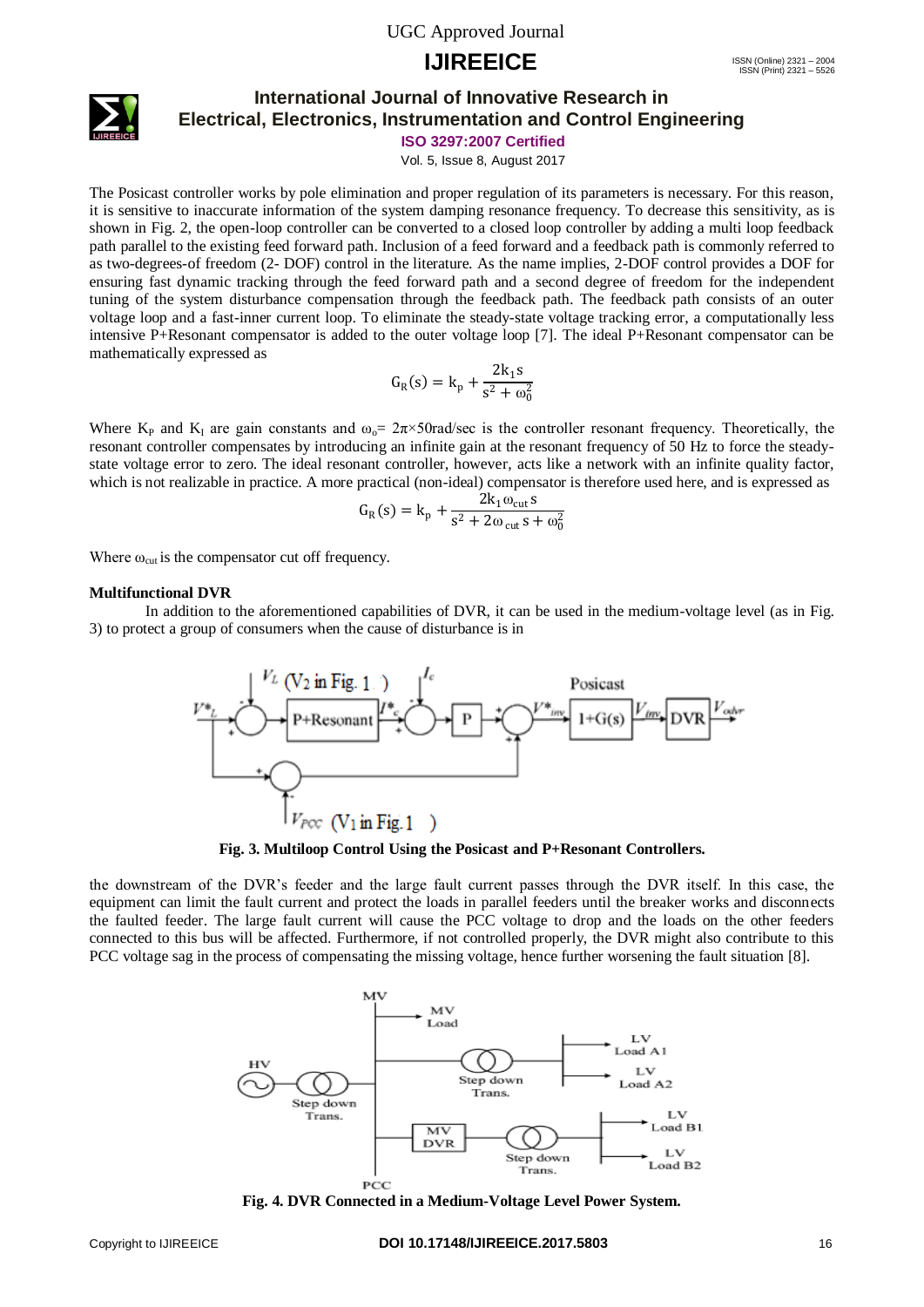The Posicast controller works by pole elimination and proper regulation of its parameters is necessary. For this reason, it is sensitive to inaccurate information of the system damping resonance frequency. To decrease this sensitivity, as is shown in Fig. 2, the open-loop controller can be converted to a closed loop controller by adding a multi loop feedback path parallel to the existing feed forward path. Inclusion of a feed forward and a feedback path is commonly referred to as two-degrees-of freedom (2- DOF) control in the literature. As the name implies, 2-DOF control provides a DOF for ensuring fast dynamic tracking through the feed forward path and a second degree of freedom for the independent tuning of the system disturbance compensation through the feedback path. The feedback path consists of an outer voltage loop and a fast-inner current loop. To eliminate the steady-state voltage tracking error, a computationally less intensive P+Resonant compensator is added to the outer voltage loop [7]. The ideal P+Resonant compensator can be mathematically expressed as

$$G_R(s) = k_p + \frac{2k_1 s}{s^2 + \omega_0^2}$$

Where $K_P$ and $K_I$ are gain constants and $\omega_o = 2\pi \times 50$rad/sec is the controller resonant frequency. Theoretically, the resonant controller compensates by introducing an infinite gain at the resonant frequency of 50 Hz to force the steady-state voltage error to zero. The ideal resonant controller, however, acts like a network with an infinite quality factor, which is not realizable in practice. A more practical (non-ideal) compensator is therefore used here, and is expressed as

$$G_R(s) = k_p + \frac{2k_1 \omega_{cut} s}{s^2 + 2\omega_{cut} s + \omega_0^2}$$

Where $\omega_{cut}$ is the compensator cut off frequency.

**Multifunctional DVR**

In addition to the aforementioned capabilities of DVR, it can be used in the medium-voltage level (as in Fig. 3) to protect a group of consumers when the cause of disturbance is in

**Fig. 3. Multiloop Control Using the Posicast and P+Resonant Controllers.**

the downstream of the DVR's feeder and the large fault current passes through the DVR itself. In this case, the equipment can limit the fault current and protect the loads in parallel feeders until the breaker works and disconnects the faulted feeder. The large fault current will cause the PCC voltage to drop and the loads on the other feeders connected to this bus will be affected. Furthermore, if not controlled properly, the DVR might also contribute to this PCC voltage sag in the process of compensating the missing voltage, hence further worsening the fault situation [8].

**Fig. 4. DVR Connected in a Medium-Voltage Level Power System.**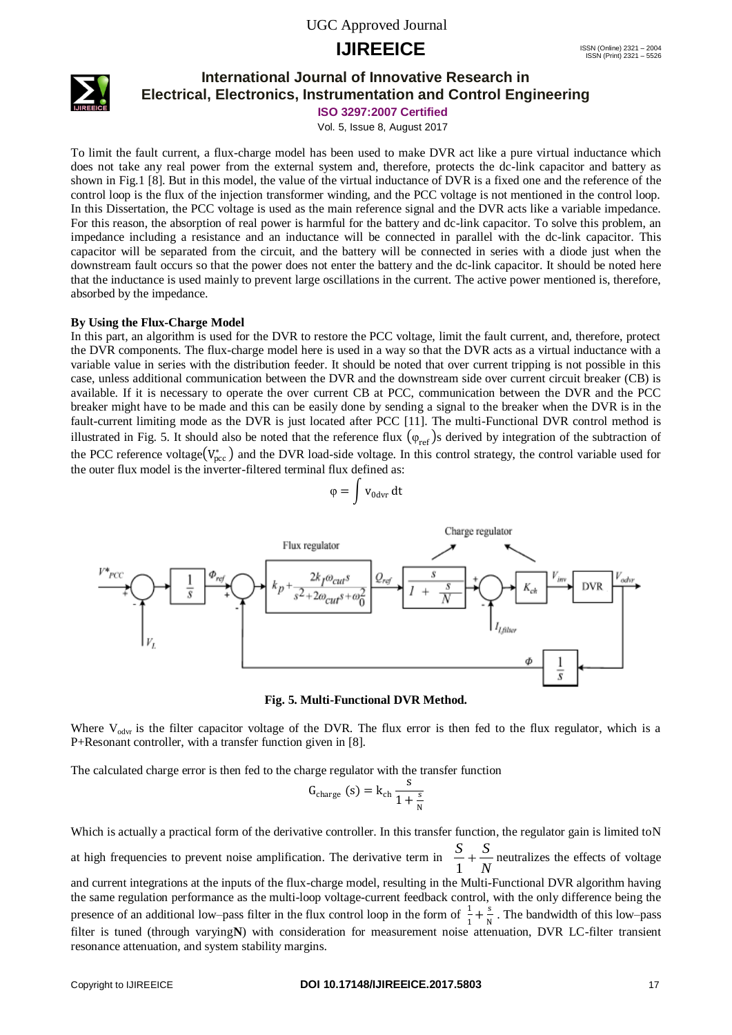To limit the fault current, a flux-charge model has been used to make DVR act like a pure virtual inductance which does not take any real power from the external system and, therefore, protects the dc-link capacitor and battery as shown in Fig.1 [8]. But in this model, the value of the virtual inductance of DVR is a fixed one and the reference of the control loop is the flux of the injection transformer winding, and the PCC voltage is not mentioned in the control loop. In this Dissertation, the PCC voltage is used as the main reference signal and the DVR acts like a variable impedance. For this reason, the absorption of real power is harmful for the battery and dc-link capacitor. To solve this problem, an impedance including a resistance and an inductance will be connected in parallel with the dc-link capacitor. This capacitor will be separated from the circuit, and the battery will be connected in series with a diode just when the downstream fault occurs so that the power does not enter the battery and the dc-link capacitor. It should be noted here that the inductance is used mainly to prevent large oscillations in the current. The active power mentioned is, therefore, absorbed by the impedance.

**By Using the Flux-Charge Model**

In this part, an algorithm is used for the DVR to restore the PCC voltage, limit the fault current, and, therefore, protect the DVR components. The flux-charge model here is used in a way so that the DVR acts as a virtual inductance with a variable value in series with the distribution feeder. It should be noted that over current tripping is not possible in this case, unless additional communication between the DVR and the downstream side over current circuit breaker (CB) is available. If it is necessary to operate the over current CB at PCC, communication between the DVR and the PCC breaker might have to be made and this can be easily done by sending a signal to the breaker when the DVR is in the fault-current limiting mode as the DVR is just located after PCC [11]. The multi-Functional DVR control method is illustrated in Fig. 5. It should also be noted that the reference flux $(\varphi_{ref})$s derived by integration of the subtraction of the PCC reference voltage$(V_{pcc}^{*})$ and the DVR load-side voltage. In this control strategy, the control variable used for the outer flux model is the inverter-filtered terminal flux defined as:

$$\varphi = \int v_{0dvr}\, dt$$

**Fig. 5. Multi-Functional DVR Method.**

Where $V_{odvr}$ is the filter capacitor voltage of the DVR. The flux error is then fed to the flux regulator, which is a P+Resonant controller, with a transfer function given in [8].

The calculated charge error is then fed to the charge regulator with the transfer function

$$G_{charge}\,(s) = k_{ch}\,\frac{s}{1+\frac{s}{N}}$$

Which is actually a practical form of the derivative controller. In this transfer function, the regulator gain is limited toN at high frequencies to prevent noise amplification. The derivative term in $\frac{S}{1}+\frac{S}{N}$ neutralizes the effects of voltage and current integrations at the inputs of the flux-charge model, resulting in the Multi-Functional DVR algorithm having the same regulation performance as the multi-loop voltage-current feedback control, with the only difference being the presence of an additional low–pass filter in the flux control loop in the form of $\frac{1}{1}+\frac{s}{N}$. The bandwidth of this low–pass filter is tuned (through varying**N**) with consideration for measurement noise attenuation, DVR LC-filter transient resonance attenuation, and system stability margins.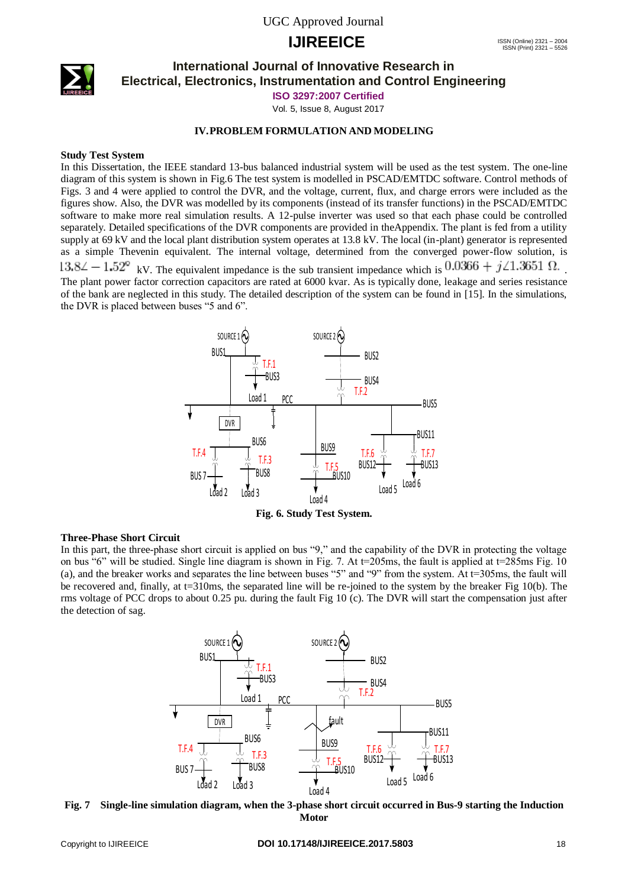## IV. PROBLEM FORMULATION AND MODELING

**Study Test System**

In this Dissertation, the IEEE standard 13-bus balanced industrial system will be used as the test system. The one-line diagram of this system is shown in Fig.6 The test system is modelled in PSCAD/EMTDC software. Control methods of Figs. 3 and 4 were applied to control the DVR, and the voltage, current, flux, and charge errors were included as the figures show. Also, the DVR was modelled by its components (instead of its transfer functions) in the PSCAD/EMTDC software to make more real simulation results. A 12-pulse inverter was used so that each phase could be controlled separately. Detailed specifications of the DVR components are provided in theAppendix. The plant is fed from a utility supply at 69 kV and the local plant distribution system operates at 13.8 kV. The local (in-plant) generator is represented as a simple Thevenin equivalent. The internal voltage, determined from the converged power-flow solution, is $13.8\angle -1.52^{\circ}$ kV. The equivalent impedance is the sub transient impedance which is $0.0366 + j\angle 1.3651\ \Omega$. The plant power factor correction capacitors are rated at 6000 kvar. As is typically done, leakage and series resistance of the bank are neglected in this study. The detailed description of the system can be found in [15]. In the simulations, the DVR is placed between buses "5 and 6".

**Fig. 6. Study Test System.**

**Three-Phase Short Circuit**

In this part, the three-phase short circuit is applied on bus "9," and the capability of the DVR in protecting the voltage on bus "6" will be studied. Single line diagram is shown in Fig. 7. At t=205ms, the fault is applied at t=285ms Fig. 10 (a), and the breaker works and separates the line between buses "5" and "9" from the system. At t=305ms, the fault will be recovered and, finally, at t=310ms, the separated line will be re-joined to the system by the breaker Fig 10(b). The rms voltage of PCC drops to about 0.25 pu. during the fault Fig 10 (c). The DVR will start the compensation just after the detection of sag.

**Fig. 7 Single-line simulation diagram, when the 3-phase short circuit occurred in Bus-9 starting the Induction Motor**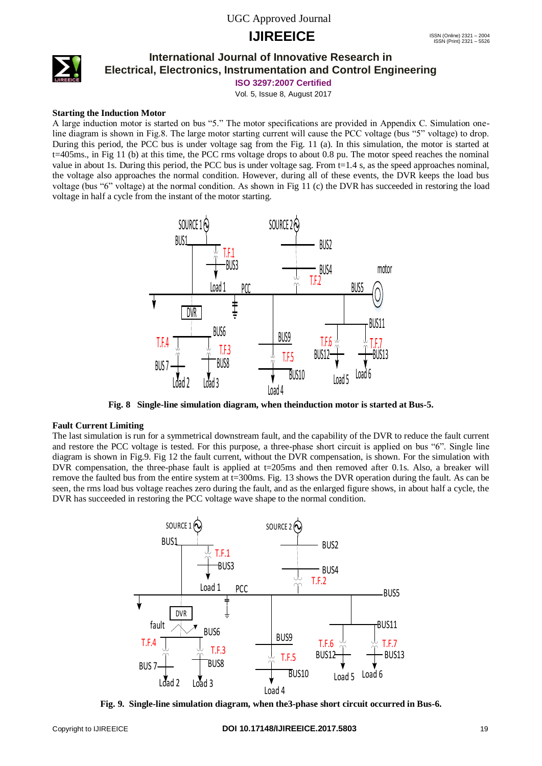### Starting the Induction Motor

A large induction motor is started on bus “5.” The motor specifications are provided in Appendix C. Simulation one-line diagram is shown in Fig.8. The large motor starting current will cause the PCC voltage (bus “5” voltage) to drop. During this period, the PCC bus is under voltage sag from the Fig. 11 (a). In this simulation, the motor is started at t=405ms., in Fig 11 (b) at this time, the PCC rms voltage drops to about 0.8 pu. The motor speed reaches the nominal value in about 1s. During this period, the PCC bus is under voltage sag. From t=1.4 s, as the speed approaches nominal, the voltage also approaches the normal condition. However, during all of these events, the DVR keeps the load bus voltage (bus “6” voltage) at the normal condition. As shown in Fig 11 (c) the DVR has succeeded in restoring the load voltage in half a cycle from the instant of the motor starting.

**Fig. 8 Single-line simulation diagram, when theinduction motor is started at Bus-5.**

### Fault Current Limiting

The last simulation is run for a symmetrical downstream fault, and the capability of the DVR to reduce the fault current and restore the PCC voltage is tested. For this purpose, a three-phase short circuit is applied on bus “6”. Single line diagram is shown in Fig.9. Fig 12 the fault current, without the DVR compensation, is shown. For the simulation with DVR compensation, the three-phase fault is applied at t=205ms and then removed after 0.1s. Also, a breaker will remove the faulted bus from the entire system at t=300ms. Fig. 13 shows the DVR operation during the fault. As can be seen, the rms load bus voltage reaches zero during the fault, and as the enlarged figure shows, in about half a cycle, the DVR has succeeded in restoring the PCC voltage wave shape to the normal condition.

**Fig. 9. Single-line simulation diagram, when the3-phase short circuit occurred in Bus-6.**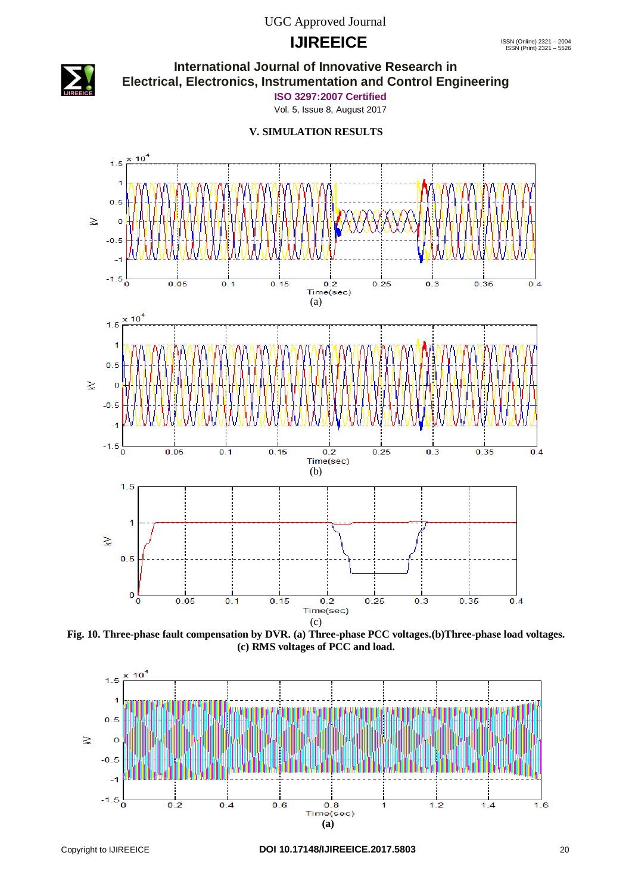## V. SIMULATION RESULTS

(a)

(b)

(c)

**Fig. 10. Three-phase fault compensation by DVR. (a) Three-phase PCC voltages.(b)Three-phase load voltages. (c) RMS voltages of PCC and load.**

**(a)**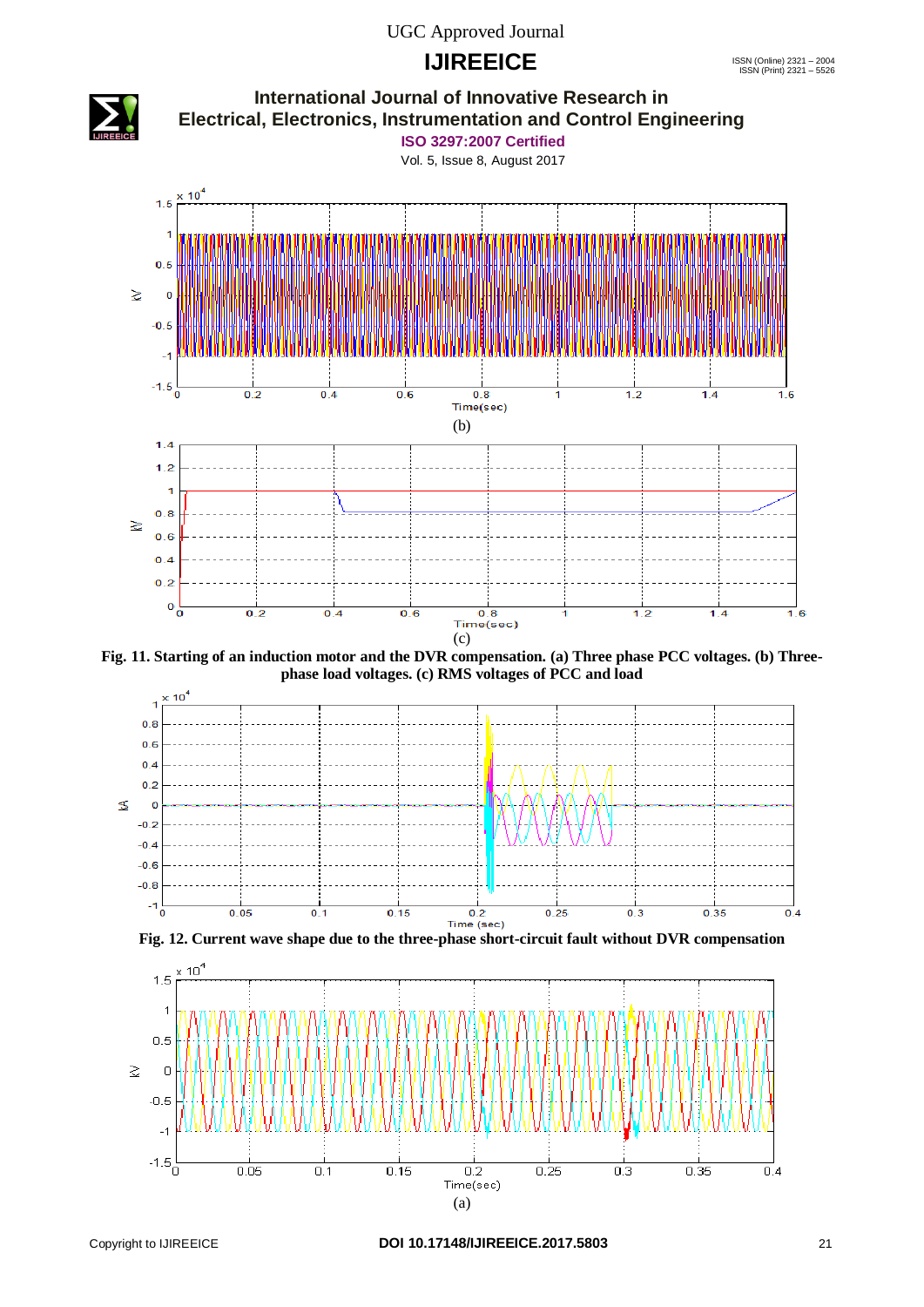(b)

(c)

**Fig. 11. Starting of an induction motor and the DVR compensation. (a) Three phase PCC voltages. (b) Three-phase load voltages. (c) RMS voltages of PCC and load**

**Fig. 12. Current wave shape due to the three-phase short-circuit fault without DVR compensation**

(a)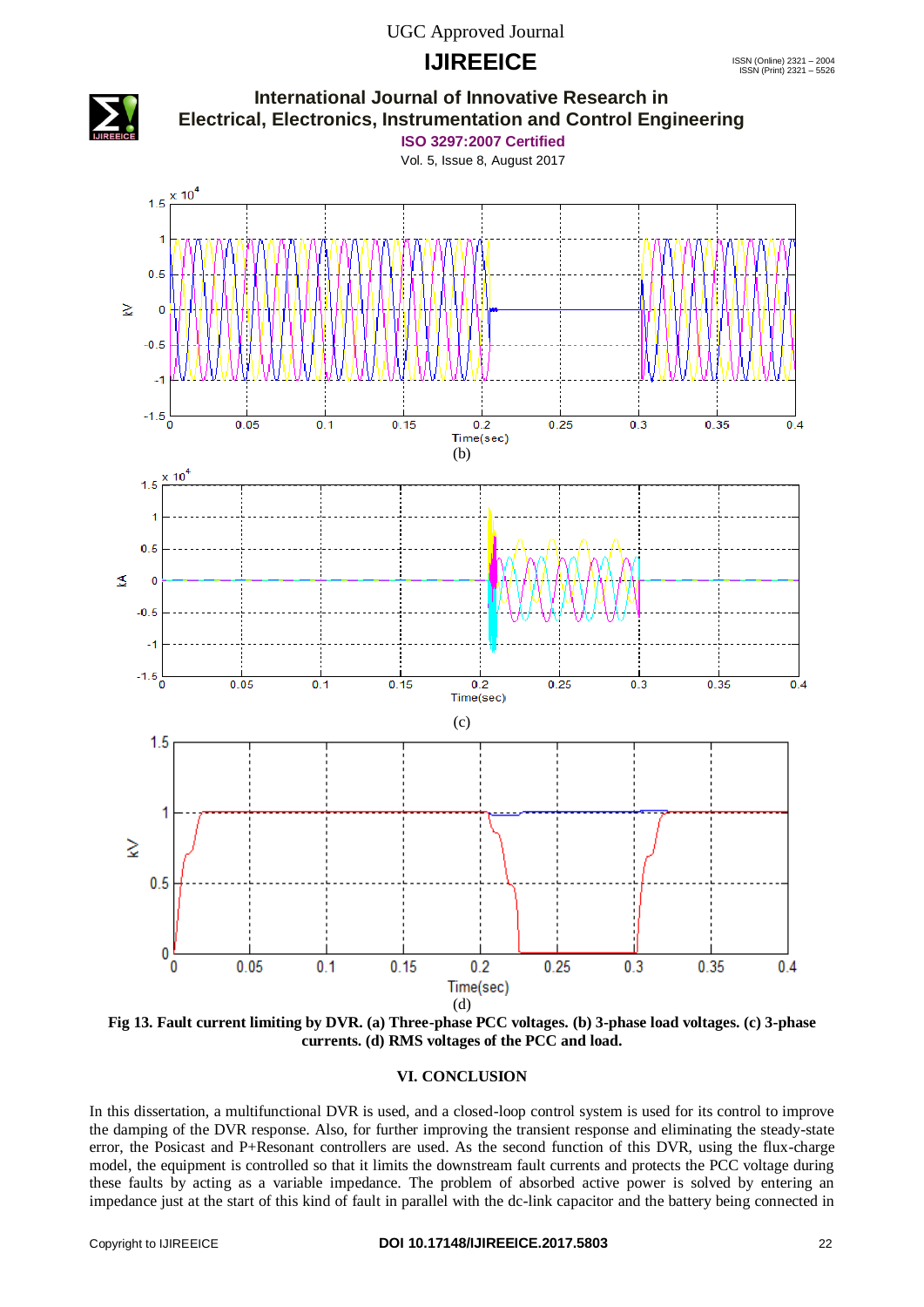(b)

(c)

(d)

**Fig 13. Fault current limiting by DVR. (a) Three-phase PCC voltages. (b) 3-phase load voltages. (c) 3-phase currents. (d) RMS voltages of the PCC and load.**

## VI. CONCLUSION

In this dissertation, a multifunctional DVR is used, and a closed-loop control system is used for its control to improve the damping of the DVR response. Also, for further improving the transient response and eliminating the steady-state error, the Posicast and P+Resonant controllers are used. As the second function of this DVR, using the flux-charge model, the equipment is controlled so that it limits the downstream fault currents and protects the PCC voltage during these faults by acting as a variable impedance. The problem of absorbed active power is solved by entering an impedance just at the start of this kind of fault in parallel with the dc-link capacitor and the battery being connected in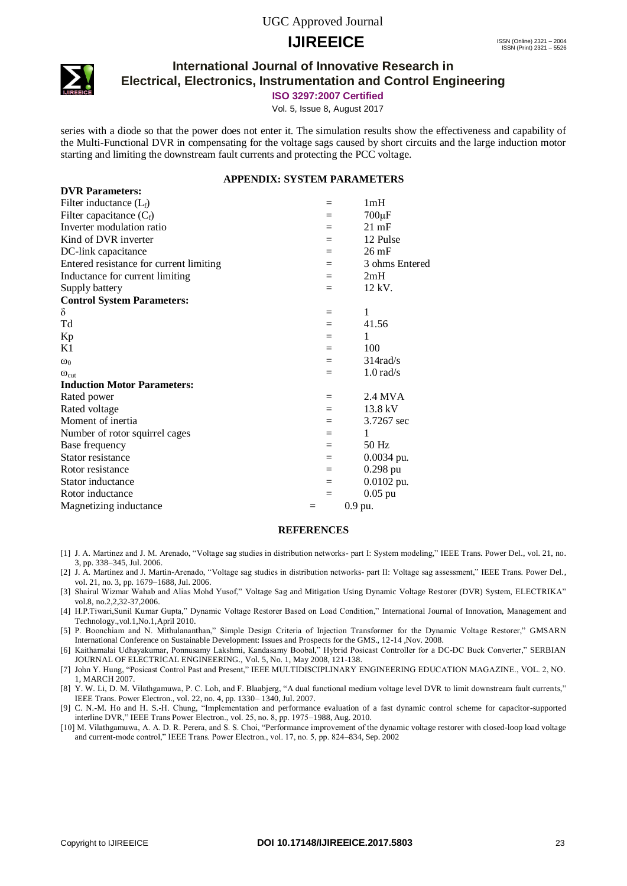series with a diode so that the power does not enter it. The simulation results show the effectiveness and capability of the Multi-Functional DVR in compensating for the voltage sags caused by short circuits and the large induction motor starting and limiting the downstream fault currents and protecting the PCC voltage.

## APPENDIX: SYSTEM PARAMETERS

| | | |
|---|---|---|
| **DVR Parameters:** | | |
| Filter inductance ($L_f$) | = | 1mH |
| Filter capacitance ($C_f$) | = | 700μF |
| Inverter modulation ratio | = | 21 mF |
| Kind of DVR inverter | = | 12 Pulse |
| DC-link capacitance | = | 26 mF |
| Entered resistance for current limiting | = | 3 ohms Entered |
| Inductance for current limiting | = | 2mH |
| Supply battery | = | 12 kV. |
| **Control System Parameters:** | | |
| $\delta$ | = | 1 |
| Td | = | 41.56 |
| Kp | = | 1 |
| K1 | = | 100 |
| $\omega_0$ | = | 314rad/s |
| $\omega_{cut}$ | = | 1.0 rad/s |
| **Induction Motor Parameters:** | | |
| Rated power | = | 2.4 MVA |
| Rated voltage | = | 13.8 kV |
| Moment of inertia | = | 3.7267 sec |
| Number of rotor squirrel cages | = | 1 |
| Base frequency | = | 50 Hz |
| Stator resistance | = | 0.0034 pu. |
| Rotor resistance | = | 0.298 pu |
| Stator inductance | = | 0.0102 pu. |
| Rotor inductance | = | 0.05 pu |
| Magnetizing inductance | = | 0.9 pu. |

## REFERENCES

[1] J. A. Martinez and J. M. Arenado, "Voltage sag studies in distribution networks- part I: System modeling," IEEE Trans. Power Del., vol. 21, no. 3, pp. 338–345, Jul. 2006.

[2] J. A. Martinez and J. Martin-Arenado, "Voltage sag studies in distribution networks- part II: Voltage sag assessment," IEEE Trans. Power Del., vol. 21, no. 3, pp. 1679–1688, Jul. 2006.

[3] Shairul Wizmar Wahab and Alias Mohd Yusof," Voltage Sag and Mitigation Using Dynamic Voltage Restorer (DVR) System, ELECTRIKA" vol.8, no.2,2,32-37,2006.

[4] H.P.Tiwari,Sunil Kumar Gupta," Dynamic Voltage Restorer Based on Load Condition," International Journal of Innovation, Management and Technology.,vol.1,No.1,April 2010.

[5] P. Boonchiam and N. Mithulananthan," Simple Design Criteria of Injection Transformer for the Dynamic Voltage Restorer," GMSARN International Conference on Sustainable Development: Issues and Prospects for the GMS., 12-14 ,Nov. 2008.

[6] Kaithamalai Udhayakumar, Ponnusamy Lakshmi, Kandasamy Boobal," Hybrid Posicast Controller for a DC-DC Buck Converter," SERBIAN JOURNAL OF ELECTRICAL ENGINEERING., Vol. 5, No. 1, May 2008, 121-138.

[7] John Y. Hung, "Posicast Control Past and Present," IEEE MULTIDISCIPLINARY ENGINEERING EDUCATION MAGAZINE., VOL. 2, NO. 1, MARCH 2007.

[8] Y. W. Li, D. M. Vilathgamuwa, P. C. Loh, and F. Blaabjerg, "A dual functional medium voltage level DVR to limit downstream fault currents," IEEE Trans. Power Electron., vol. 22, no. 4, pp. 1330– 1340, Jul. 2007.

[9] C. N.-M. Ho and H. S.-H. Chung, "Implementation and performance evaluation of a fast dynamic control scheme for capacitor-supported interline DVR," IEEE Trans Power Electron., vol. 25, no. 8, pp. 1975–1988, Aug. 2010.

[10] M. Vilathgamuwa, A. A. D. R. Perera, and S. S. Choi, "Performance improvement of the dynamic voltage restorer with closed-loop load voltage and current-mode control," IEEE Trans. Power Electron., vol. 17, no. 5, pp. 824–834, Sep. 2002